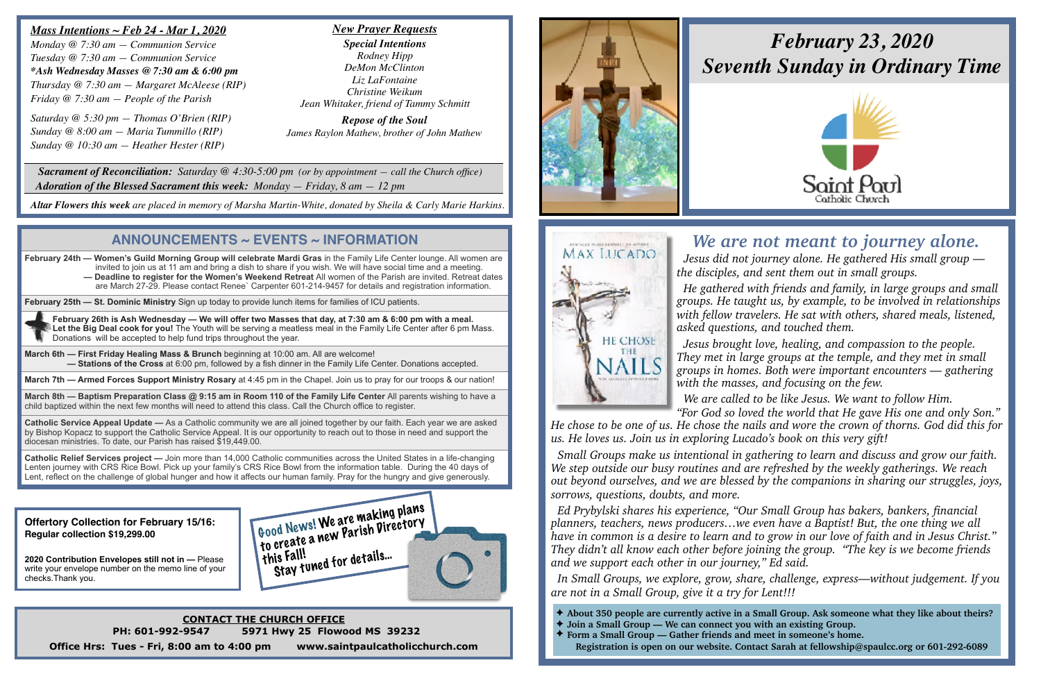# February 23, 2020
# Seventh Sunday in Ordinary Time

Saint Paul Catholic Church

***Mass Intentions ~ Feb 24 - Mar 1, 2020***

*Monday @ 7:30 am — Communion Service*
*Tuesday @ 7:30 am — Communion Service*
***\*Ash Wednesday Masses @ 7:30 am & 6:00 pm***
*Thursday @ 7:30 am — Margaret McAleese (RIP)*
*Friday @ 7:30 am — People of the Parish*

*Saturday @ 5:30 pm — Thomas O'Brien (RIP)*
*Sunday @ 8:00 am — Maria Tummillo (RIP)*
*Sunday @ 10:30 am — Heather Hester (RIP)*

***New Prayer Requests***

***Special Intentions***
*Rodney Hipp*
*DeMon McClinton*
*Liz LaFontaine*
*Christine Weikum*
*Jean Whitaker, friend of Tammy Schmitt*

***Repose of the Soul***
*James Raylon Mathew, brother of John Mathew*

***Sacrament of Reconciliation:*** *Saturday @ 4:30-5:00 pm (or by appointment — call the Church office)*
***Adoration of the Blessed Sacrament this week:*** *Monday — Friday, 8 am — 12 pm*

***Altar Flowers this week*** *are placed in memory of Marsha Martin-White, donated by Sheila & Carly Marie Harkins.*

## ANNOUNCEMENTS ~ EVENTS ~ INFORMATION

**February 24th — Women's Guild Morning Group will celebrate Mardi Gras** in the Family Life Center lounge. All women are invited to join us at 11 am and bring a dish to share if you wish. We will have social time and a meeting.
**— Deadline to register for the Women's Weekend Retreat** All women of the Parish are invited. Retreat dates are March 27-29. Please contact Renee` Carpenter 601-214-9457 for details and registration information.

**February 25th — St. Dominic Ministry** Sign up today to provide lunch items for families of ICU patients.

**February 26th is Ash Wednesday — We will offer two Masses that day, at 7:30 am & 6:00 pm with a meal. Let the Big Deal cook for you!** The Youth will be serving a meatless meal in the Family Life Center after 6 pm Mass. Donations will be accepted to help fund trips throughout the year.

**March 6th — First Friday Healing Mass & Brunch** beginning at 10:00 am. All are welcome!
**— Stations of the Cross** at 6:00 pm, followed by a fish dinner in the Family Life Center. Donations accepted.

**March 7th — Armed Forces Support Ministry Rosary** at 4:45 pm in the Chapel. Join us to pray for our troops & our nation!

**March 8th — Baptism Preparation Class @ 9:15 am in Room 110 of the Family Life Center** All parents wishing to have a child baptized within the next few months will need to attend this class. Call the Church office to register.

**Catholic Service Appeal Update —** As a Catholic community we are all joined together by our faith. Each year we are asked by Bishop Kopacz to support the Catholic Service Appeal. It is our opportunity to reach out to those in need and support the diocesan ministries. To date, our Parish has raised $19,449.00.

**Catholic Relief Services project —** Join more than 14,000 Catholic communities across the United States in a life-changing Lenten journey with CRS Rice Bowl. Pick up your family's CRS Rice Bowl from the information table. During the 40 days of Lent, reflect on the challenge of global hunger and how it affects our human family. Pray for the hungry and give generously.

**Offertory Collection for February 15/16:**
**Regular collection $19,299.00**

**2020 Contribution Envelopes still not in —** Please write your envelope number on the memo line of your checks. Thank you.

Good News! We are making plans to create a new Parish Directory this Fall!
Stay tuned for details...

**CONTACT THE CHURCH OFFICE**
**PH: 601-992-9547 5971 Hwy 25 Flowood MS 39232**
**Office Hrs: Tues - Fri, 8:00 am to 4:00 pm www.saintpaulcatholicchurch.com**

## *We are not meant to journey alone.*

*Jesus did not journey alone. He gathered His small group — the disciples, and sent them out in small groups.*

*He gathered with friends and family, in large groups and small groups. He taught us, by example, to be involved in relationships with fellow travelers. He sat with others, shared meals, listened, asked questions, and touched them.*

*Jesus brought love, healing, and compassion to the people. They met in large groups at the temple, and they met in small groups in homes. Both were important encounters — gathering with the masses, and focusing on the few.*

*We are called to be like Jesus. We want to follow Him. "For God so loved the world that He gave His one and only Son." He chose to be one of us. He chose the nails and wore the crown of thorns. God did this for us. He loves us. Join us in exploring Lucado's book on this very gift!*

*Small Groups make us intentional in gathering to learn and discuss and grow our faith. We step outside our busy routines and are refreshed by the weekly gatherings. We reach out beyond ourselves, and we are blessed by the companions in sharing our struggles, joys, sorrows, questions, doubts, and more.*

*Ed Prybylski shares his experience, "Our Small Group has bakers, bankers, financial planners, teachers, news producers…we even have a Baptist! But, the one thing we all have in common is a desire to learn and to grow in our love of faith and in Jesus Christ." They didn't all know each other before joining the group. "The key is we become friends and we support each other in our journey," Ed said.*

*In Small Groups, we explore, grow, share, challenge, express—without judgement. If you are not in a Small Group, give it a try for Lent!!!*

- **About 350 people are currently active in a Small Group. Ask someone what they like about theirs?**
- **Join a Small Group — We can connect you with an existing Group.**
- **Form a Small Group — Gather friends and meet in someone's home.**

**Registration is open on our website. Contact Sarah at fellowship@spaulcc.org or 601-292-6089**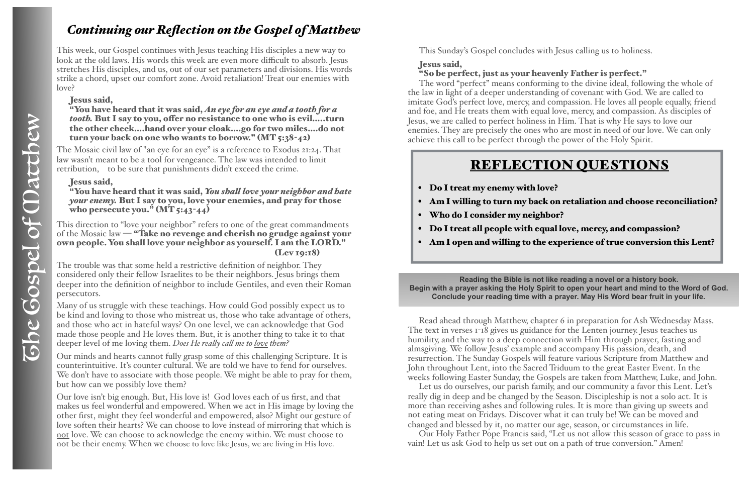## *Continuing our Reflection on the Gospel of Matthew*

This week, our Gospel continues with Jesus teaching His disciples a new way to look at the old laws. His words this week are even more difficult to absorb. Jesus stretches His disciples, and us, out of our set parameters and divisions. His words strike a chord, upset our comfort zone. Avoid retaliation! Treat our enemies with love?

**Jesus said,**
**"You have heard that it was said, *An eye for an eye and a tooth for a tooth.* But I say to you, offer no resistance to one who is evil.....turn the other cheek....hand over your cloak....go for two miles....do not turn your back on one who wants to borrow." (MT 5:38-42)**

The Mosaic civil law of "an eye for an eye" is a reference to Exodus 21:24. That law wasn't meant to be a tool for vengeance. The law was intended to limit retribution, to be sure that punishments didn't exceed the crime.

**Jesus said,**
**"You have heard that it was said, *You shall love your neighbor and hate your enemy.* But I say to you, love your enemies, and pray for those who persecute you." (MT 5:43-44)**

This direction to "love your neighbor" refers to one of the great commandments of the Mosaic law — **"Take no revenge and cherish no grudge against your own people. You shall love your neighbor as yourself. I am the LORD." (Lev 19:18)**

The trouble was that some held a restrictive definition of neighbor. They considered only their fellow Israelites to be their neighbors. Jesus brings them deeper into the definition of neighbor to include Gentiles, and even their Roman persecutors.

Many of us struggle with these teachings. How could God possibly expect us to be kind and loving to those who mistreat us, those who take advantage of others, and those who act in hateful ways? On one level, we can acknowledge that God made those people and He loves them. But, it is another thing to take it to that deeper level of me loving them. *Does He really call me to love them?*

Our minds and hearts cannot fully grasp some of this challenging Scripture. It is counterintuitive. It's counter cultural. We are told we have to fend for ourselves. We don't have to associate with those people. We might be able to pray for them, but how can we possibly love them?

Our love isn't big enough. But, His love is! God loves each of us first, and that makes us feel wonderful and empowered. When we act in His image by loving the other first, might they feel wonderful and empowered, also? Might our gesture of love soften their hearts? We can choose to love instead of mirroring that which is not love. We can choose to acknowledge the enemy within. We must choose to not be their enemy. When we choose to love like Jesus, we are living in His love.

This Sunday's Gospel concludes with Jesus calling us to holiness.

**Jesus said,**
**"So be perfect, just as your heavenly Father is perfect."**

The word "perfect" means conforming to the divine ideal, following the whole of the law in light of a deeper understanding of covenant with God. We are called to imitate God's perfect love, mercy, and compassion. He loves all people equally, friend and foe, and He treats them with equal love, mercy, and compassion. As disciples of Jesus, we are called to perfect holiness in Him. That is why He says to love our enemies. They are precisely the ones who are most in need of our love. We can only achieve this call to be perfect through the power of the Holy Spirit.

## REFLECTION QUESTIONS

- **Do I treat my enemy with love?**
- **Am I willing to turn my back on retaliation and choose reconciliation?**
- **Who do I consider my neighbor?**
- **Do I treat all people with equal love, mercy, and compassion?**
- **Am I open and willing to the experience of true conversion this Lent?**

**Reading the Bible is not like reading a novel or a history book.**
**Begin with a prayer asking the Holy Spirit to open your heart and mind to the Word of God.**
**Conclude your reading time with a prayer. May His Word bear fruit in your life.**

Read ahead through Matthew, chapter 6 in preparation for Ash Wednesday Mass. The text in verses 1-18 gives us guidance for the Lenten journey. Jesus teaches us humility, and the way to a deep connection with Him through prayer, fasting and almsgiving. We follow Jesus' example and accompany His passion, death, and resurrection. The Sunday Gospels will feature various Scripture from Matthew and John throughout Lent, into the Sacred Triduum to the great Easter Event. In the weeks following Easter Sunday, the Gospels are taken from Matthew, Luke, and John.

Let us do ourselves, our parish family, and our community a favor this Lent. Let's really dig in deep and be changed by the Season. Discipleship is not a solo act. It is more than receiving ashes and following rules. It is more than giving up sweets and not eating meat on Fridays. Discover what it can truly be! We can be moved and changed and blessed by it, no matter our age, season, or circumstances in life.

Our Holy Father Pope Francis said, "Let us not allow this season of grace to pass in vain! Let us ask God to help us set out on a path of true conversion." Amen!